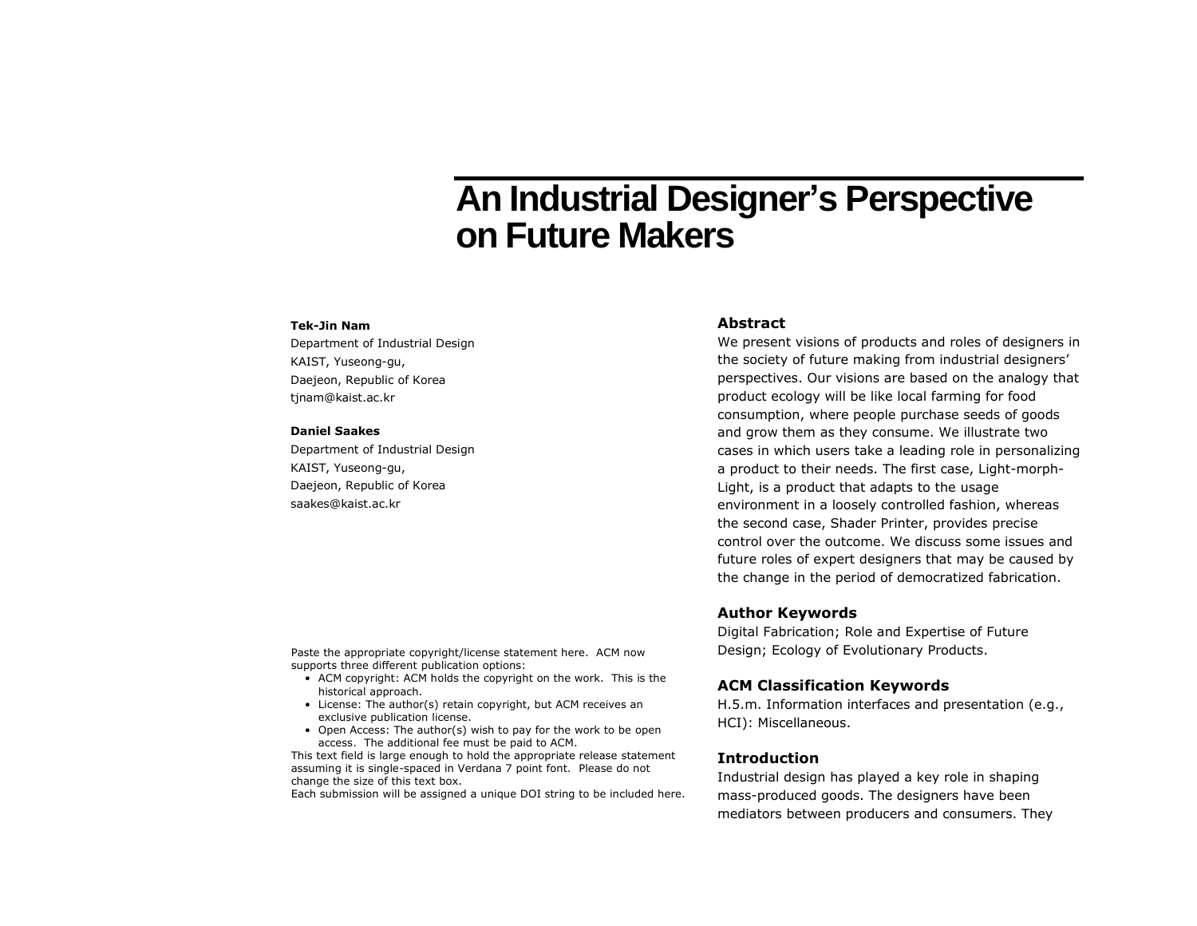# An Industrial Designer's Perspective on Future Makers

**Tek-Jin Nam**
Department of Industrial Design
KAIST, Yuseong-gu,
Daejeon, Republic of Korea
tjnam@kaist.ac.kr

**Daniel Saakes**
Department of Industrial Design
KAIST, Yuseong-gu,
Daejeon, Republic of Korea
saakes@kaist.ac.kr

Paste the appropriate copyright/license statement here. ACM now supports three different publication options:

- ACM copyright: ACM holds the copyright on the work. This is the historical approach.
- License: The author(s) retain copyright, but ACM receives an exclusive publication license.
- Open Access: The author(s) wish to pay for the work to be open access. The additional fee must be paid to ACM.

This text field is large enough to hold the appropriate release statement assuming it is single-spaced in Verdana 7 point font. Please do not change the size of this text box.
Each submission will be assigned a unique DOI string to be included here.

## Abstract

We present visions of products and roles of designers in the society of future making from industrial designers' perspectives. Our visions are based on the analogy that product ecology will be like local farming for food consumption, where people purchase seeds of goods and grow them as they consume. We illustrate two cases in which users take a leading role in personalizing a product to their needs. The first case, Light-morph-Light, is a product that adapts to the usage environment in a loosely controlled fashion, whereas the second case, Shader Printer, provides precise control over the outcome. We discuss some issues and future roles of expert designers that may be caused by the change in the period of democratized fabrication.

## Author Keywords

Digital Fabrication; Role and Expertise of Future Design; Ecology of Evolutionary Products.

## ACM Classification Keywords

H.5.m. Information interfaces and presentation (e.g., HCI): Miscellaneous.

## Introduction

Industrial design has played a key role in shaping mass-produced goods. The designers have been mediators between producers and consumers. They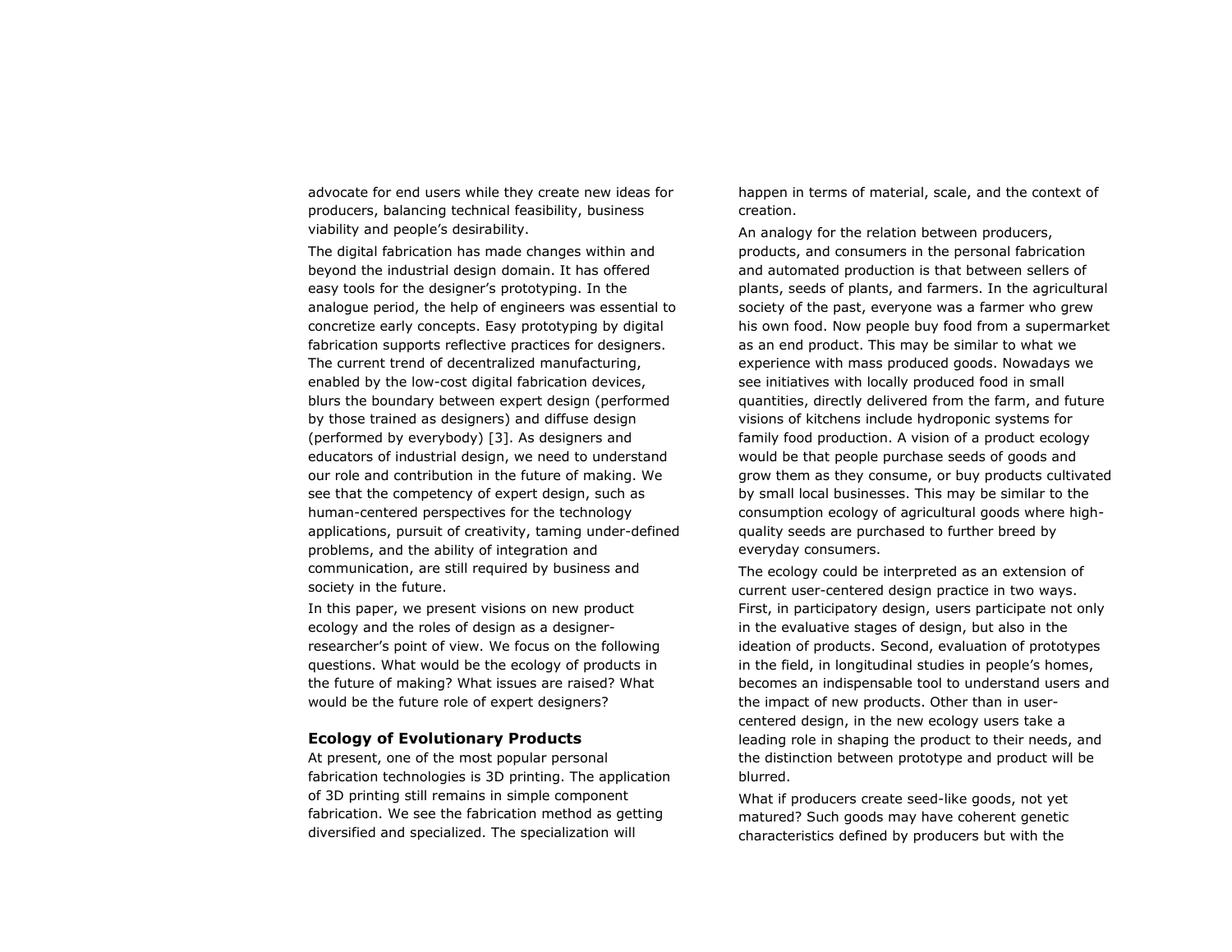advocate for end users while they create new ideas for producers, balancing technical feasibility, business viability and people's desirability.

The digital fabrication has made changes within and beyond the industrial design domain. It has offered easy tools for the designer's prototyping. In the analogue period, the help of engineers was essential to concretize early concepts. Easy prototyping by digital fabrication supports reflective practices for designers. The current trend of decentralized manufacturing, enabled by the low-cost digital fabrication devices, blurs the boundary between expert design (performed by those trained as designers) and diffuse design (performed by everybody) [3]. As designers and educators of industrial design, we need to understand our role and contribution in the future of making. We see that the competency of expert design, such as human-centered perspectives for the technology applications, pursuit of creativity, taming under-defined problems, and the ability of integration and communication, are still required by business and society in the future.

In this paper, we present visions on new product ecology and the roles of design as a designer-researcher's point of view. We focus on the following questions. What would be the ecology of products in the future of making? What issues are raised? What would be the future role of expert designers?

### Ecology of Evolutionary Products

At present, one of the most popular personal fabrication technologies is 3D printing. The application of 3D printing still remains in simple component fabrication. We see the fabrication method as getting diversified and specialized. The specialization will happen in terms of material, scale, and the context of creation.

An analogy for the relation between producers, products, and consumers in the personal fabrication and automated production is that between sellers of plants, seeds of plants, and farmers. In the agricultural society of the past, everyone was a farmer who grew his own food. Now people buy food from a supermarket as an end product. This may be similar to what we experience with mass produced goods. Nowadays we see initiatives with locally produced food in small quantities, directly delivered from the farm, and future visions of kitchens include hydroponic systems for family food production. A vision of a product ecology would be that people purchase seeds of goods and grow them as they consume, or buy products cultivated by small local businesses. This may be similar to the consumption ecology of agricultural goods where high-quality seeds are purchased to further breed by everyday consumers.

The ecology could be interpreted as an extension of current user-centered design practice in two ways. First, in participatory design, users participate not only in the evaluative stages of design, but also in the ideation of products. Second, evaluation of prototypes in the field, in longitudinal studies in people's homes, becomes an indispensable tool to understand users and the impact of new products. Other than in user-centered design, in the new ecology users take a leading role in shaping the product to their needs, and the distinction between prototype and product will be blurred.

What if producers create seed-like goods, not yet matured? Such goods may have coherent genetic characteristics defined by producers but with the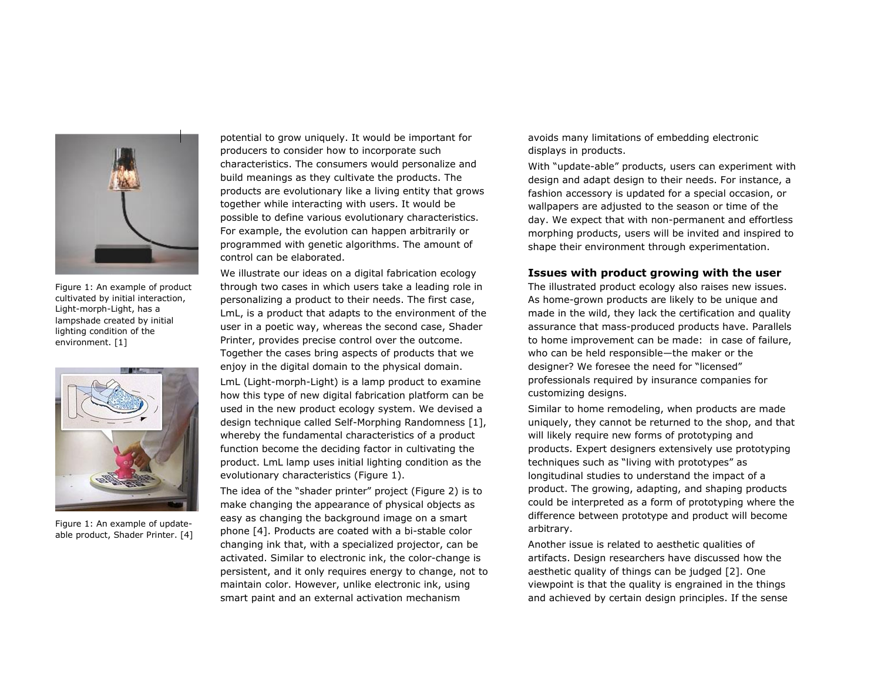Figure 1: An example of product cultivated by initial interaction, Light-morph-Light, has a lampshade created by initial lighting condition of the environment. [1]

Figure 1: An example of update-able product, Shader Printer. [4]

potential to grow uniquely. It would be important for producers to consider how to incorporate such characteristics. The consumers would personalize and build meanings as they cultivate the products. The products are evolutionary like a living entity that grows together while interacting with users. It would be possible to define various evolutionary characteristics. For example, the evolution can happen arbitrarily or programmed with genetic algorithms. The amount of control can be elaborated.

We illustrate our ideas on a digital fabrication ecology through two cases in which users take a leading role in personalizing a product to their needs. The first case, LmL, is a product that adapts to the environment of the user in a poetic way, whereas the second case, Shader Printer, provides precise control over the outcome. Together the cases bring aspects of products that we enjoy in the digital domain to the physical domain.

LmL (Light-morph-Light) is a lamp product to examine how this type of new digital fabrication platform can be used in the new product ecology system. We devised a design technique called Self-Morphing Randomness [1], whereby the fundamental characteristics of a product function become the deciding factor in cultivating the product. LmL lamp uses initial lighting condition as the evolutionary characteristics (Figure 1).

The idea of the "shader printer" project (Figure 2) is to make changing the appearance of physical objects as easy as changing the background image on a smart phone [4]. Products are coated with a bi-stable color changing ink that, with a specialized projector, can be activated. Similar to electronic ink, the color-change is persistent, and it only requires energy to change, not to maintain color. However, unlike electronic ink, using smart paint and an external activation mechanism avoids many limitations of embedding electronic displays in products.

With "update-able" products, users can experiment with design and adapt design to their needs. For instance, a fashion accessory is updated for a special occasion, or wallpapers are adjusted to the season or time of the day. We expect that with non-permanent and effortless morphing products, users will be invited and inspired to shape their environment through experimentation.

## Issues with product growing with the user

The illustrated product ecology also raises new issues. As home-grown products are likely to be unique and made in the wild, they lack the certification and quality assurance that mass-produced products have. Parallels to home improvement can be made: in case of failure, who can be held responsible—the maker or the designer? We foresee the need for "licensed" professionals required by insurance companies for customizing designs.

Similar to home remodeling, when products are made uniquely, they cannot be returned to the shop, and that will likely require new forms of prototyping and products. Expert designers extensively use prototyping techniques such as "living with prototypes" as longitudinal studies to understand the impact of a product. The growing, adapting, and shaping products could be interpreted as a form of prototyping where the difference between prototype and product will become arbitrary.

Another issue is related to aesthetic qualities of artifacts. Design researchers have discussed how the aesthetic quality of things can be judged [2]. One viewpoint is that the quality is engrained in the things and achieved by certain design principles. If the sense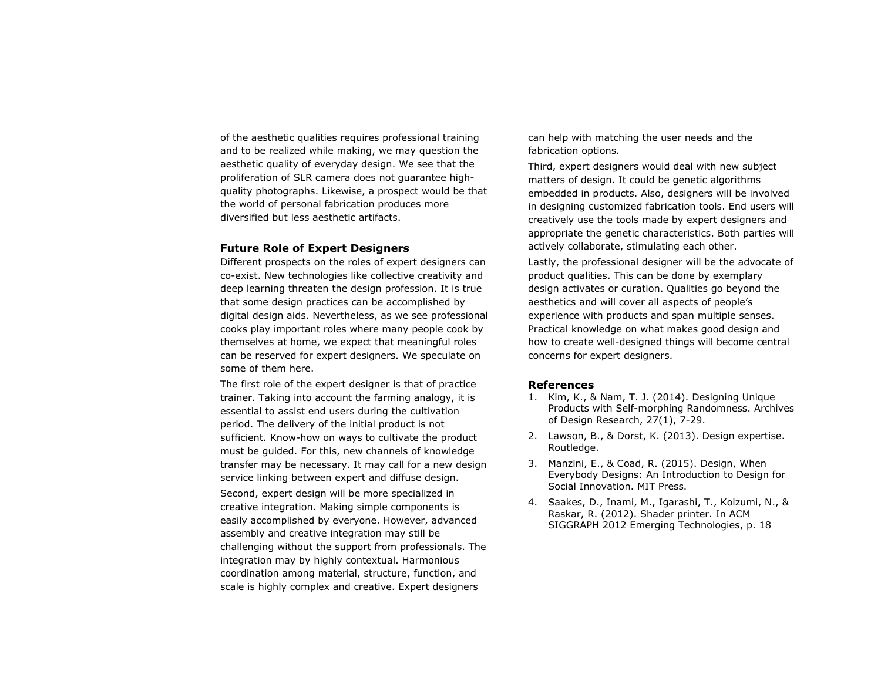of the aesthetic qualities requires professional training and to be realized while making, we may question the aesthetic quality of everyday design. We see that the proliferation of SLR camera does not guarantee high-quality photographs. Likewise, a prospect would be that the world of personal fabrication produces more diversified but less aesthetic artifacts.

### Future Role of Expert Designers

Different prospects on the roles of expert designers can co-exist. New technologies like collective creativity and deep learning threaten the design profession. It is true that some design practices can be accomplished by digital design aids. Nevertheless, as we see professional cooks play important roles where many people cook by themselves at home, we expect that meaningful roles can be reserved for expert designers. We speculate on some of them here.

The first role of the expert designer is that of practice trainer. Taking into account the farming analogy, it is essential to assist end users during the cultivation period. The delivery of the initial product is not sufficient. Know-how on ways to cultivate the product must be guided. For this, new channels of knowledge transfer may be necessary. It may call for a new design service linking between expert and diffuse design.

Second, expert design will be more specialized in creative integration. Making simple components is easily accomplished by everyone. However, advanced assembly and creative integration may still be challenging without the support from professionals. The integration may by highly contextual. Harmonious coordination among material, structure, function, and scale is highly complex and creative. Expert designers can help with matching the user needs and the fabrication options.

Third, expert designers would deal with new subject matters of design. It could be genetic algorithms embedded in products. Also, designers will be involved in designing customized fabrication tools. End users will creatively use the tools made by expert designers and appropriate the genetic characteristics. Both parties will actively collaborate, stimulating each other.

Lastly, the professional designer will be the advocate of product qualities. This can be done by exemplary design activates or curation. Qualities go beyond the aesthetics and will cover all aspects of people's experience with products and span multiple senses. Practical knowledge on what makes good design and how to create well-designed things will become central concerns for expert designers.

### References

1. Kim, K., & Nam, T. J. (2014). Designing Unique Products with Self-morphing Randomness. Archives of Design Research, 27(1), 7-29.
2. Lawson, B., & Dorst, K. (2013). Design expertise. Routledge.
3. Manzini, E., & Coad, R. (2015). Design, When Everybody Designs: An Introduction to Design for Social Innovation. MIT Press.
4. Saakes, D., Inami, M., Igarashi, T., Koizumi, N., & Raskar, R. (2012). Shader printer. In ACM SIGGRAPH 2012 Emerging Technologies, p. 18